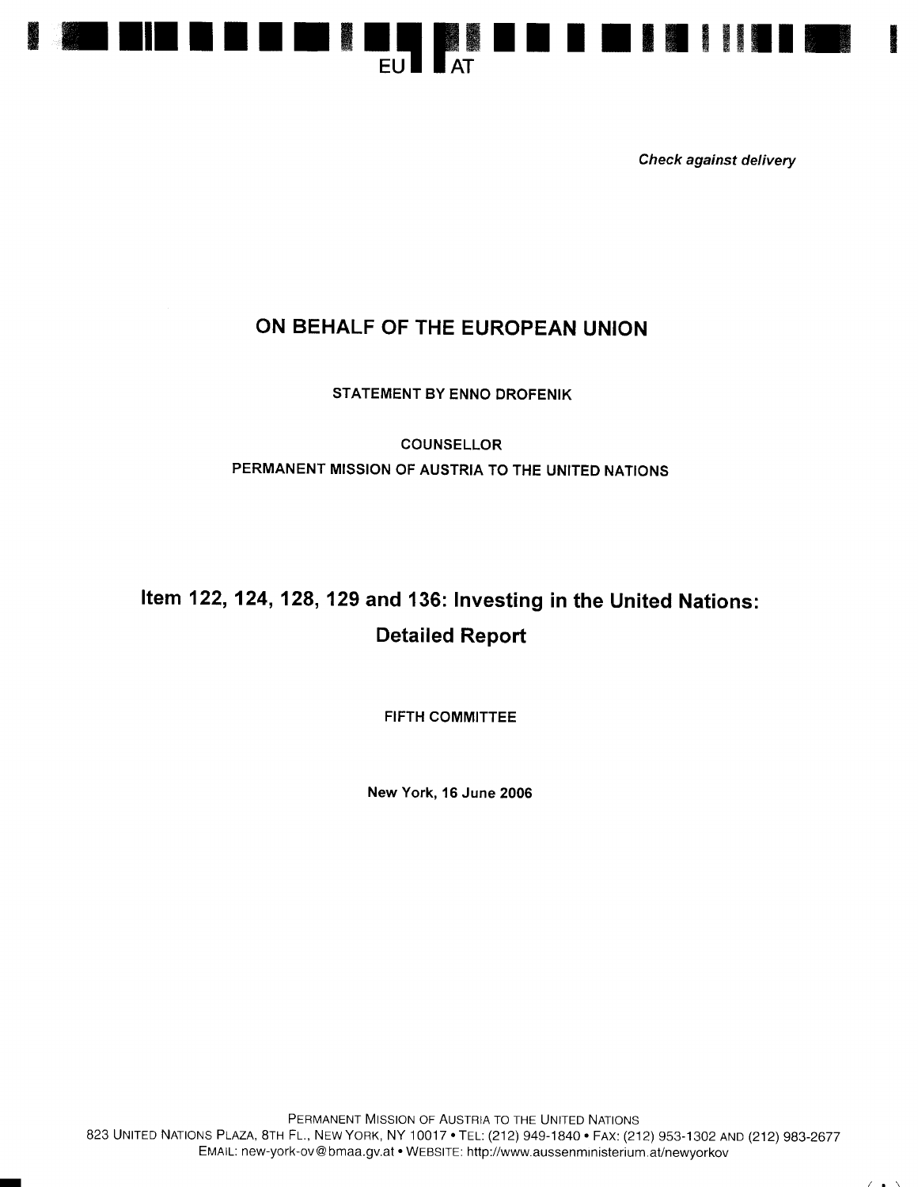EU AT

*Check against delivery*

## ON BEHALF OF THE EUROPEAN UNION

STATEMENT BY ENNO DROFENIK

COUNSELLOR

PERMANENT MISSION OF AUSTRIA TO THE UNITED NATIONS

# Item 122, 124, 128, 129 and 136: Investing in the United Nations: Detailed Report

FIFTH COMMITTEE

New York, 16 June 2006

PERMANENT MISSION OF AUSTRIA TO THE UNITED NATIONS
823 UNITED NATIONS PLAZA, 8TH FL., NEW YORK, NY 10017 • TEL: (212) 949-1840 • FAX: (212) 953-1302 AND (212) 983-2677
EMAIL: new-york-ov@bmaa.gv.at • WEBSITE: http://www.aussenministerium.at/newyorkov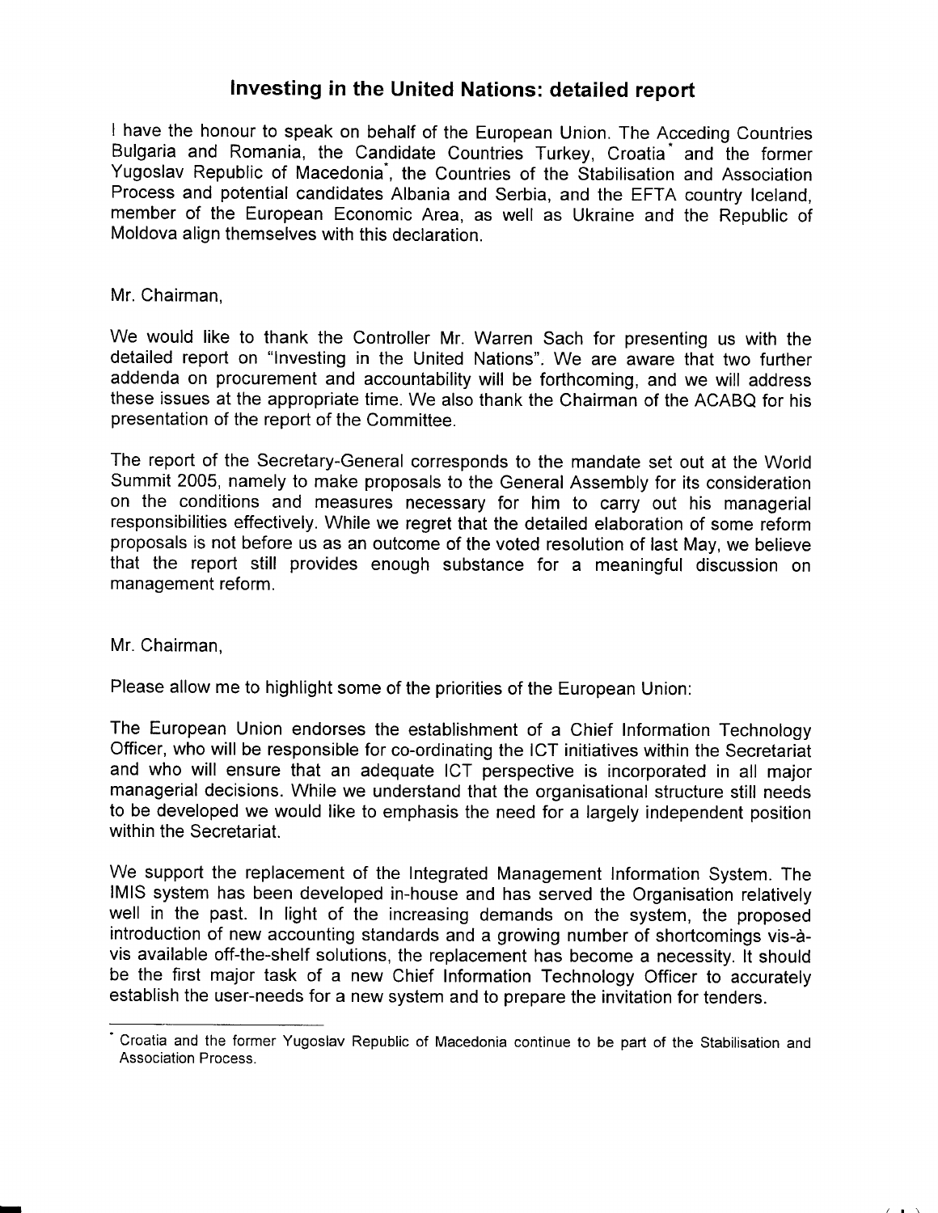## Investing in the United Nations: detailed report

I have the honour to speak on behalf of the European Union. The Acceding Countries Bulgaria and Romania, the Candidate Countries Turkey, Croatia* and the former Yugoslav Republic of Macedonia*, the Countries of the Stabilisation and Association Process and potential candidates Albania and Serbia, and the EFTA country Iceland, member of the European Economic Area, as well as Ukraine and the Republic of Moldova align themselves with this declaration.

Mr. Chairman,

We would like to thank the Controller Mr. Warren Sach for presenting us with the detailed report on "Investing in the United Nations". We are aware that two further addenda on procurement and accountability will be forthcoming, and we will address these issues at the appropriate time. We also thank the Chairman of the ACABQ for his presentation of the report of the Committee.

The report of the Secretary-General corresponds to the mandate set out at the World Summit 2005, namely to make proposals to the General Assembly for its consideration on the conditions and measures necessary for him to carry out his managerial responsibilities effectively. While we regret that the detailed elaboration of some reform proposals is not before us as an outcome of the voted resolution of last May, we believe that the report still provides enough substance for a meaningful discussion on management reform.

Mr. Chairman,

Please allow me to highlight some of the priorities of the European Union:

The European Union endorses the establishment of a Chief Information Technology Officer, who will be responsible for co-ordinating the ICT initiatives within the Secretariat and who will ensure that an adequate ICT perspective is incorporated in all major managerial decisions. While we understand that the organisational structure still needs to be developed we would like to emphasis the need for a largely independent position within the Secretariat.

We support the replacement of the Integrated Management Information System. The IMIS system has been developed in-house and has served the Organisation relatively well in the past. In light of the increasing demands on the system, the proposed introduction of new accounting standards and a growing number of shortcomings vis-à-vis available off-the-shelf solutions, the replacement has become a necessity. It should be the first major task of a new Chief Information Technology Officer to accurately establish the user-needs for a new system and to prepare the invitation for tenders.

* Croatia and the former Yugoslav Republic of Macedonia continue to be part of the Stabilisation and Association Process.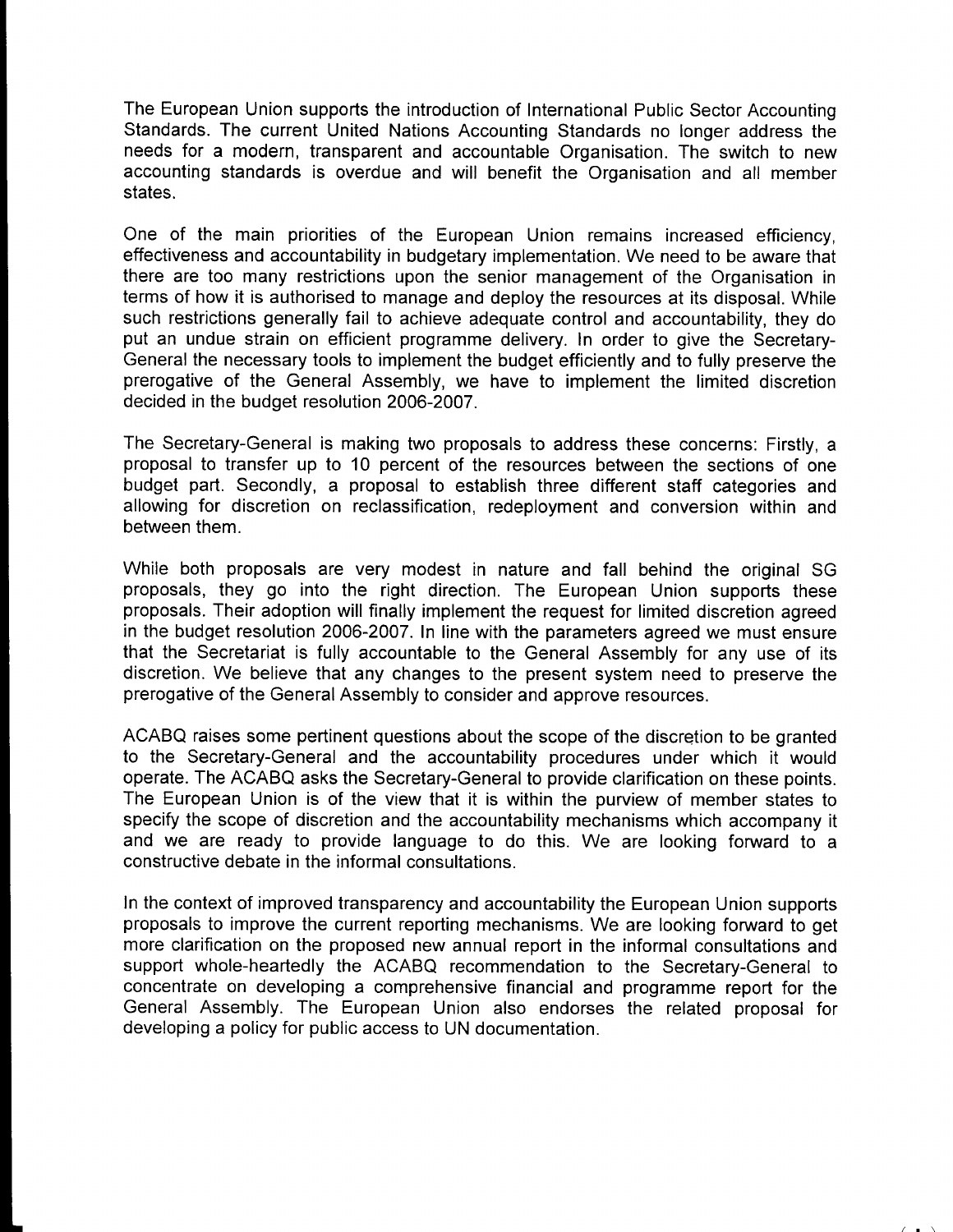The European Union supports the introduction of International Public Sector Accounting Standards. The current United Nations Accounting Standards no longer address the needs for a modern, transparent and accountable Organisation. The switch to new accounting standards is overdue and will benefit the Organisation and all member states.

One of the main priorities of the European Union remains increased efficiency, effectiveness and accountability in budgetary implementation. We need to be aware that there are too many restrictions upon the senior management of the Organisation in terms of how it is authorised to manage and deploy the resources at its disposal. While such restrictions generally fail to achieve adequate control and accountability, they do put an undue strain on efficient programme delivery. In order to give the Secretary-General the necessary tools to implement the budget efficiently and to fully preserve the prerogative of the General Assembly, we have to implement the limited discretion decided in the budget resolution 2006-2007.

The Secretary-General is making two proposals to address these concerns: Firstly, a proposal to transfer up to 10 percent of the resources between the sections of one budget part. Secondly, a proposal to establish three different staff categories and allowing for discretion on reclassification, redeployment and conversion within and between them.

While both proposals are very modest in nature and fall behind the original SG proposals, they go into the right direction. The European Union supports these proposals. Their adoption will finally implement the request for limited discretion agreed in the budget resolution 2006-2007. In line with the parameters agreed we must ensure that the Secretariat is fully accountable to the General Assembly for any use of its discretion. We believe that any changes to the present system need to preserve the prerogative of the General Assembly to consider and approve resources.

ACABQ raises some pertinent questions about the scope of the discretion to be granted to the Secretary-General and the accountability procedures under which it would operate. The ACABQ asks the Secretary-General to provide clarification on these points. The European Union is of the view that it is within the purview of member states to specify the scope of discretion and the accountability mechanisms which accompany it and we are ready to provide language to do this. We are looking forward to a constructive debate in the informal consultations.

In the context of improved transparency and accountability the European Union supports proposals to improve the current reporting mechanisms. We are looking forward to get more clarification on the proposed new annual report in the informal consultations and support whole-heartedly the ACABQ recommendation to the Secretary-General to concentrate on developing a comprehensive financial and programme report for the General Assembly. The European Union also endorses the related proposal for developing a policy for public access to UN documentation.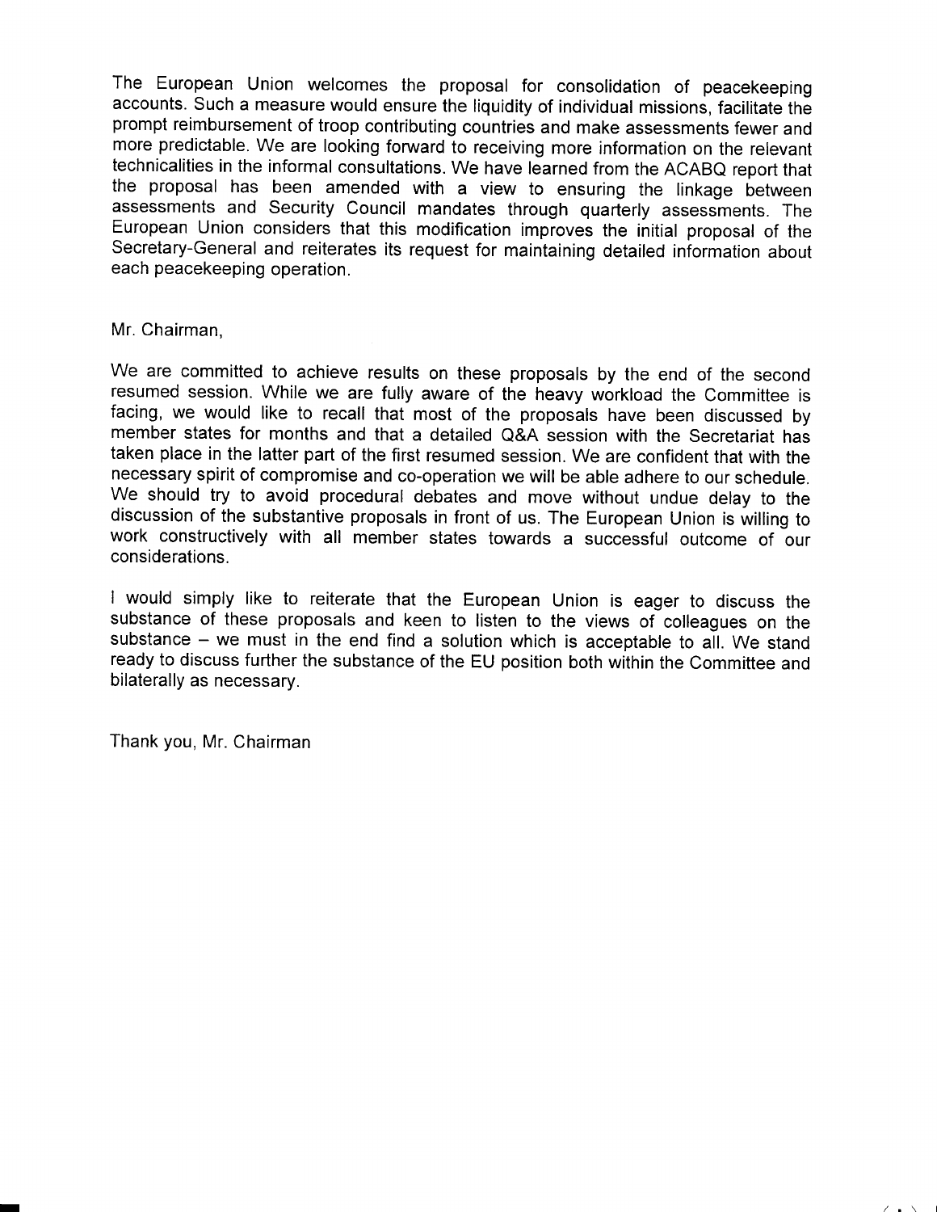The European Union welcomes the proposal for consolidation of peacekeeping accounts. Such a measure would ensure the liquidity of individual missions, facilitate the prompt reimbursement of troop contributing countries and make assessments fewer and more predictable. We are looking forward to receiving more information on the relevant technicalities in the informal consultations. We have learned from the ACABQ report that the proposal has been amended with a view to ensuring the linkage between assessments and Security Council mandates through quarterly assessments. The European Union considers that this modification improves the initial proposal of the Secretary-General and reiterates its request for maintaining detailed information about each peacekeeping operation.

Mr. Chairman,

We are committed to achieve results on these proposals by the end of the second resumed session. While we are fully aware of the heavy workload the Committee is facing, we would like to recall that most of the proposals have been discussed by member states for months and that a detailed Q&A session with the Secretariat has taken place in the latter part of the first resumed session. We are confident that with the necessary spirit of compromise and co-operation we will be able adhere to our schedule. We should try to avoid procedural debates and move without undue delay to the discussion of the substantive proposals in front of us. The European Union is willing to work constructively with all member states towards a successful outcome of our considerations.

I would simply like to reiterate that the European Union is eager to discuss the substance of these proposals and keen to listen to the views of colleagues on the substance – we must in the end find a solution which is acceptable to all. We stand ready to discuss further the substance of the EU position both within the Committee and bilaterally as necessary.

Thank you, Mr. Chairman